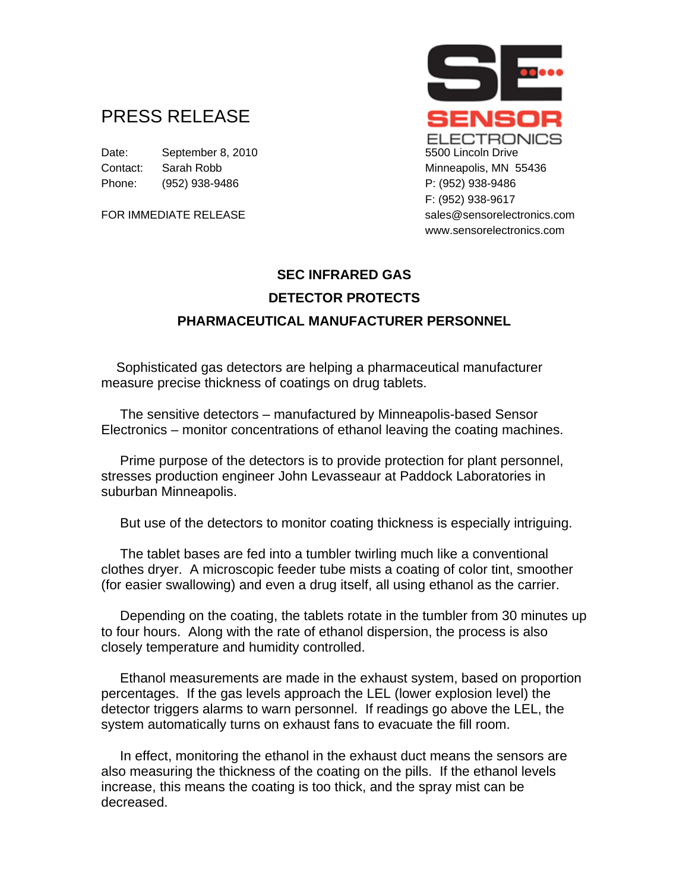# PRESS RELEASE

Date: September 8, 2010
Contact: Sarah Robb
Phone: (952) 938-9486

FOR IMMEDIATE RELEASE

SENSOR ELECTRONICS
5500 Lincoln Drive
Minneapolis, MN 55436
P: (952) 938-9486
F: (952) 938-9617
sales@sensorelectronics.com
www.sensorelectronics.com

## SEC INFRARED GAS DETECTOR PROTECTS PHARMACEUTICAL MANUFACTURER PERSONNEL

Sophisticated gas detectors are helping a pharmaceutical manufacturer measure precise thickness of coatings on drug tablets.

The sensitive detectors – manufactured by Minneapolis-based Sensor Electronics – monitor concentrations of ethanol leaving the coating machines.

Prime purpose of the detectors is to provide protection for plant personnel, stresses production engineer John Levasseaur at Paddock Laboratories in suburban Minneapolis.

But use of the detectors to monitor coating thickness is especially intriguing.

The tablet bases are fed into a tumbler twirling much like a conventional clothes dryer. A microscopic feeder tube mists a coating of color tint, smoother (for easier swallowing) and even a drug itself, all using ethanol as the carrier.

Depending on the coating, the tablets rotate in the tumbler from 30 minutes up to four hours. Along with the rate of ethanol dispersion, the process is also closely temperature and humidity controlled.

Ethanol measurements are made in the exhaust system, based on proportion percentages. If the gas levels approach the LEL (lower explosion level) the detector triggers alarms to warn personnel. If readings go above the LEL, the system automatically turns on exhaust fans to evacuate the fill room.

In effect, monitoring the ethanol in the exhaust duct means the sensors are also measuring the thickness of the coating on the pills. If the ethanol levels increase, this means the coating is too thick, and the spray mist can be decreased.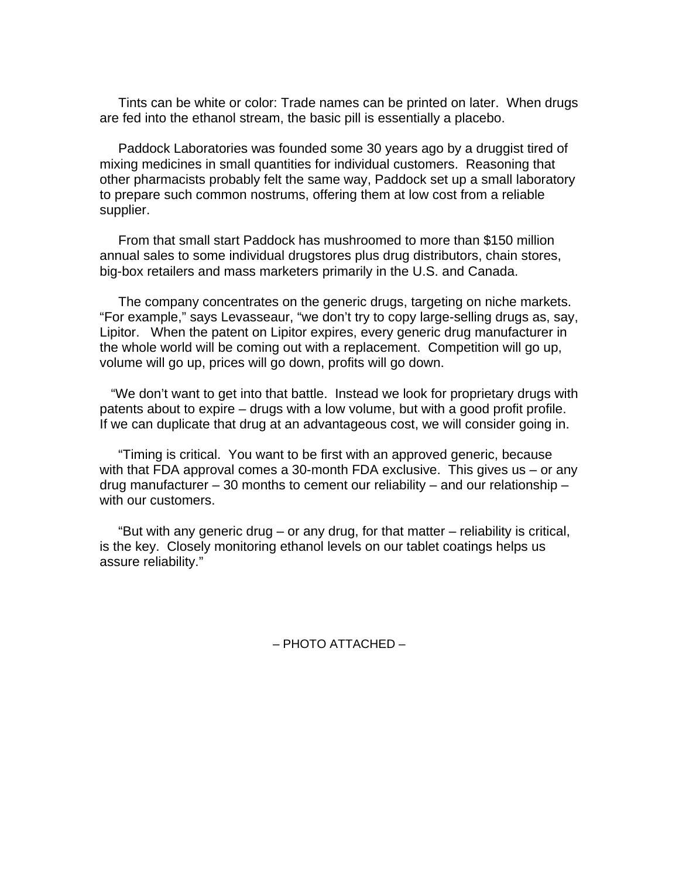Tints can be white or color: Trade names can be printed on later. When drugs are fed into the ethanol stream, the basic pill is essentially a placebo.

Paddock Laboratories was founded some 30 years ago by a druggist tired of mixing medicines in small quantities for individual customers. Reasoning that other pharmacists probably felt the same way, Paddock set up a small laboratory to prepare such common nostrums, offering them at low cost from a reliable supplier.

From that small start Paddock has mushroomed to more than $150 million annual sales to some individual drugstores plus drug distributors, chain stores, big-box retailers and mass marketers primarily in the U.S. and Canada.

The company concentrates on the generic drugs, targeting on niche markets. "For example," says Levasseaur, "we don't try to copy large-selling drugs as, say, Lipitor. When the patent on Lipitor expires, every generic drug manufacturer in the whole world will be coming out with a replacement. Competition will go up, volume will go up, prices will go down, profits will go down.

"We don't want to get into that battle. Instead we look for proprietary drugs with patents about to expire – drugs with a low volume, but with a good profit profile. If we can duplicate that drug at an advantageous cost, we will consider going in.

"Timing is critical. You want to be first with an approved generic, because with that FDA approval comes a 30-month FDA exclusive. This gives us – or any drug manufacturer – 30 months to cement our reliability – and our relationship – with our customers.

"But with any generic drug – or any drug, for that matter – reliability is critical, is the key. Closely monitoring ethanol levels on our tablet coatings helps us assure reliability."

– PHOTO ATTACHED –